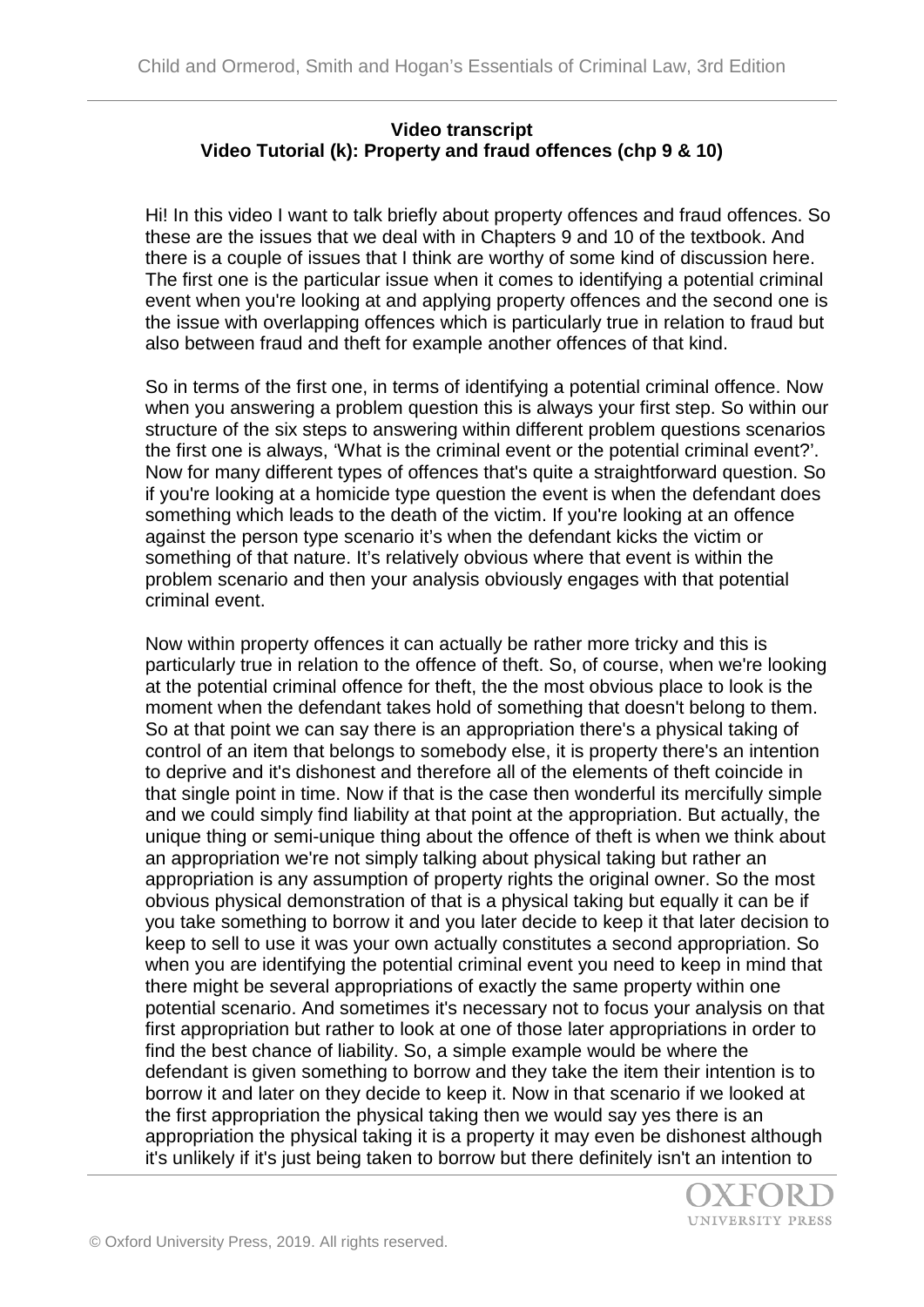**Video transcript**
**Video Tutorial (k): Property and fraud offences (chp 9 & 10)**

Hi! In this video I want to talk briefly about property offences and fraud offences. So these are the issues that we deal with in Chapters 9 and 10 of the textbook. And there is a couple of issues that I think are worthy of some kind of discussion here. The first one is the particular issue when it comes to identifying a potential criminal event when you're looking at and applying property offences and the second one is the issue with overlapping offences which is particularly true in relation to fraud but also between fraud and theft for example another offences of that kind.

So in terms of the first one, in terms of identifying a potential criminal offence. Now when you answering a problem question this is always your first step. So within our structure of the six steps to answering within different problem questions scenarios the first one is always, 'What is the criminal event or the potential criminal event?'. Now for many different types of offences that's quite a straightforward question. So if you're looking at a homicide type question the event is when the defendant does something which leads to the death of the victim. If you're looking at an offence against the person type scenario it's when the defendant kicks the victim or something of that nature. It's relatively obvious where that event is within the problem scenario and then your analysis obviously engages with that potential criminal event.

Now within property offences it can actually be rather more tricky and this is particularly true in relation to the offence of theft. So, of course, when we're looking at the potential criminal offence for theft, the the most obvious place to look is the moment when the defendant takes hold of something that doesn't belong to them. So at that point we can say there is an appropriation there's a physical taking of control of an item that belongs to somebody else, it is property there's an intention to deprive and it's dishonest and therefore all of the elements of theft coincide in that single point in time. Now if that is the case then wonderful its mercifully simple and we could simply find liability at that point at the appropriation. But actually, the unique thing or semi-unique thing about the offence of theft is when we think about an appropriation we're not simply talking about physical taking but rather an appropriation is any assumption of property rights the original owner. So the most obvious physical demonstration of that is a physical taking but equally it can be if you take something to borrow it and you later decide to keep it that later decision to keep to sell to use it was your own actually constitutes a second appropriation. So when you are identifying the potential criminal event you need to keep in mind that there might be several appropriations of exactly the same property within one potential scenario. And sometimes it's necessary not to focus your analysis on that first appropriation but rather to look at one of those later appropriations in order to find the best chance of liability. So, a simple example would be where the defendant is given something to borrow and they take the item their intention is to borrow it and later on they decide to keep it. Now in that scenario if we looked at the first appropriation the physical taking then we would say yes there is an appropriation the physical taking it is a property it may even be dishonest although it's unlikely if it's just being taken to borrow but there definitely isn't an intention to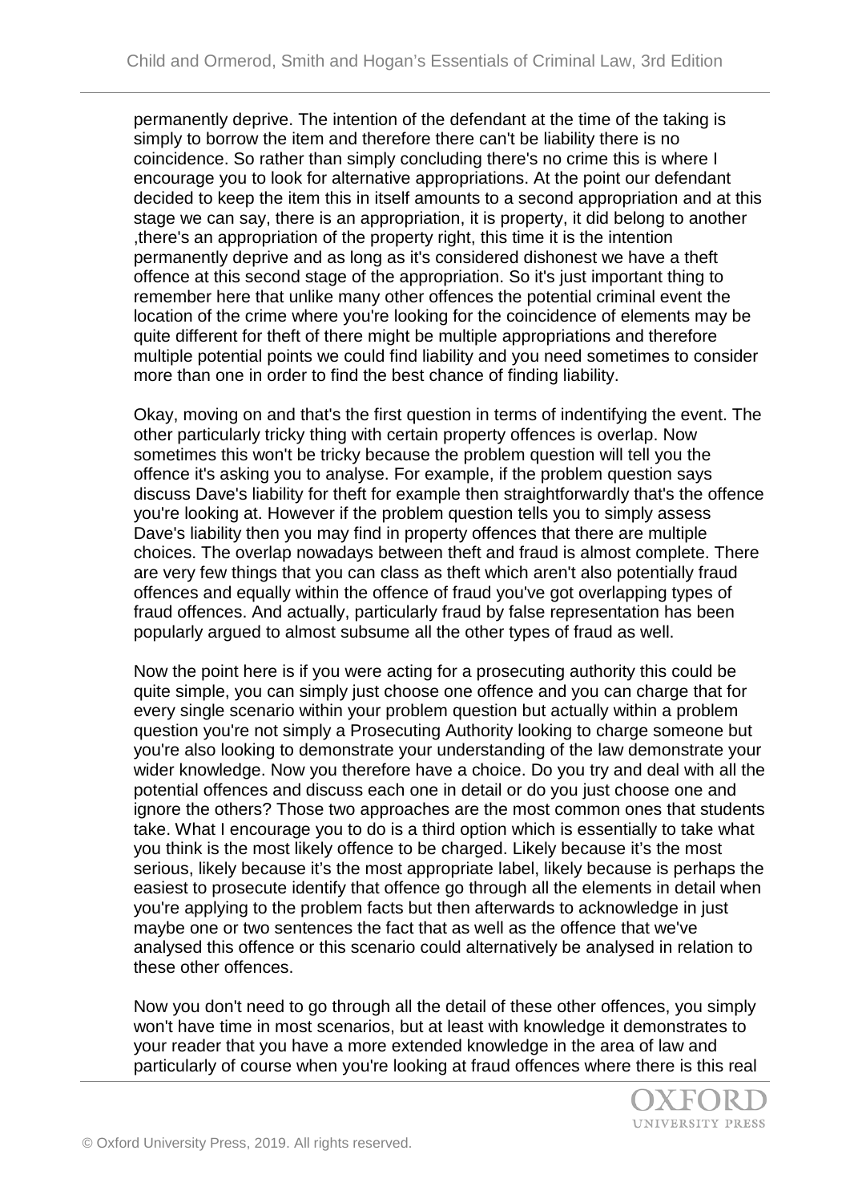permanently deprive. The intention of the defendant at the time of the taking is simply to borrow the item and therefore there can't be liability there is no coincidence. So rather than simply concluding there's no crime this is where I encourage you to look for alternative appropriations. At the point our defendant decided to keep the item this in itself amounts to a second appropriation and at this stage we can say, there is an appropriation, it is property, it did belong to another ,there's an appropriation of the property right, this time it is the intention permanently deprive and as long as it's considered dishonest we have a theft offence at this second stage of the appropriation. So it's just important thing to remember here that unlike many other offences the potential criminal event the location of the crime where you're looking for the coincidence of elements may be quite different for theft of there might be multiple appropriations and therefore multiple potential points we could find liability and you need sometimes to consider more than one in order to find the best chance of finding liability.

Okay, moving on and that's the first question in terms of indentifying the event. The other particularly tricky thing with certain property offences is overlap. Now sometimes this won't be tricky because the problem question will tell you the offence it's asking you to analyse. For example, if the problem question says discuss Dave's liability for theft for example then straightforwardly that's the offence you're looking at. However if the problem question tells you to simply assess Dave's liability then you may find in property offences that there are multiple choices. The overlap nowadays between theft and fraud is almost complete. There are very few things that you can class as theft which aren't also potentially fraud offences and equally within the offence of fraud you've got overlapping types of fraud offences. And actually, particularly fraud by false representation has been popularly argued to almost subsume all the other types of fraud as well.

Now the point here is if you were acting for a prosecuting authority this could be quite simple, you can simply just choose one offence and you can charge that for every single scenario within your problem question but actually within a problem question you're not simply a Prosecuting Authority looking to charge someone but you're also looking to demonstrate your understanding of the law demonstrate your wider knowledge. Now you therefore have a choice. Do you try and deal with all the potential offences and discuss each one in detail or do you just choose one and ignore the others? Those two approaches are the most common ones that students take. What I encourage you to do is a third option which is essentially to take what you think is the most likely offence to be charged. Likely because it's the most serious, likely because it's the most appropriate label, likely because is perhaps the easiest to prosecute identify that offence go through all the elements in detail when you're applying to the problem facts but then afterwards to acknowledge in just maybe one or two sentences the fact that as well as the offence that we've analysed this offence or this scenario could alternatively be analysed in relation to these other offences.

Now you don't need to go through all the detail of these other offences, you simply won't have time in most scenarios, but at least with knowledge it demonstrates to your reader that you have a more extended knowledge in the area of law and particularly of course when you're looking at fraud offences where there is this real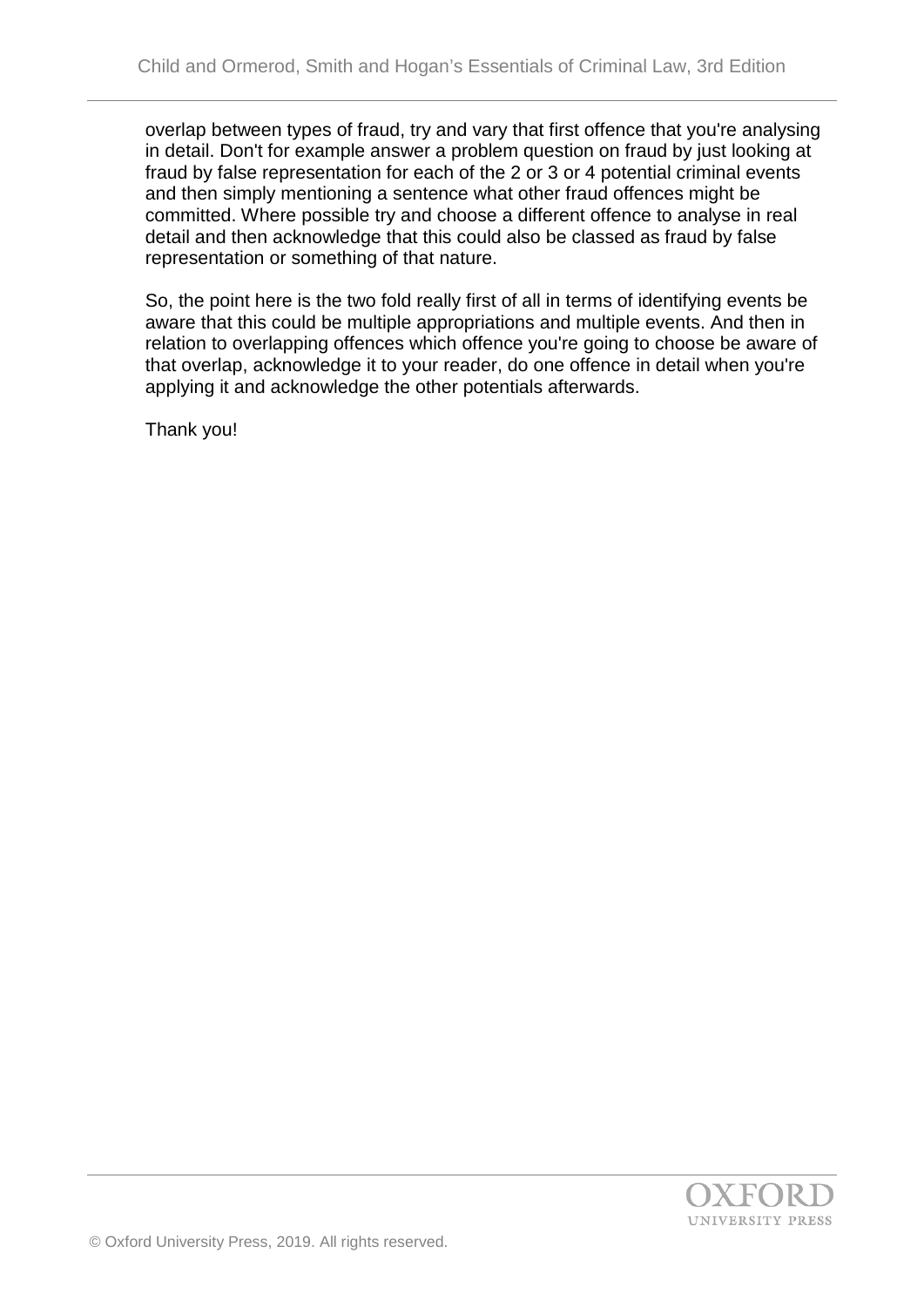overlap between types of fraud, try and vary that first offence that you're analysing in detail. Don't for example answer a problem question on fraud by just looking at fraud by false representation for each of the 2 or 3 or 4 potential criminal events and then simply mentioning a sentence what other fraud offences might be committed. Where possible try and choose a different offence to analyse in real detail and then acknowledge that this could also be classed as fraud by false representation or something of that nature.

So, the point here is the two fold really first of all in terms of identifying events be aware that this could be multiple appropriations and multiple events. And then in relation to overlapping offences which offence you're going to choose be aware of that overlap, acknowledge it to your reader, do one offence in detail when you're applying it and acknowledge the other potentials afterwards.

Thank you!